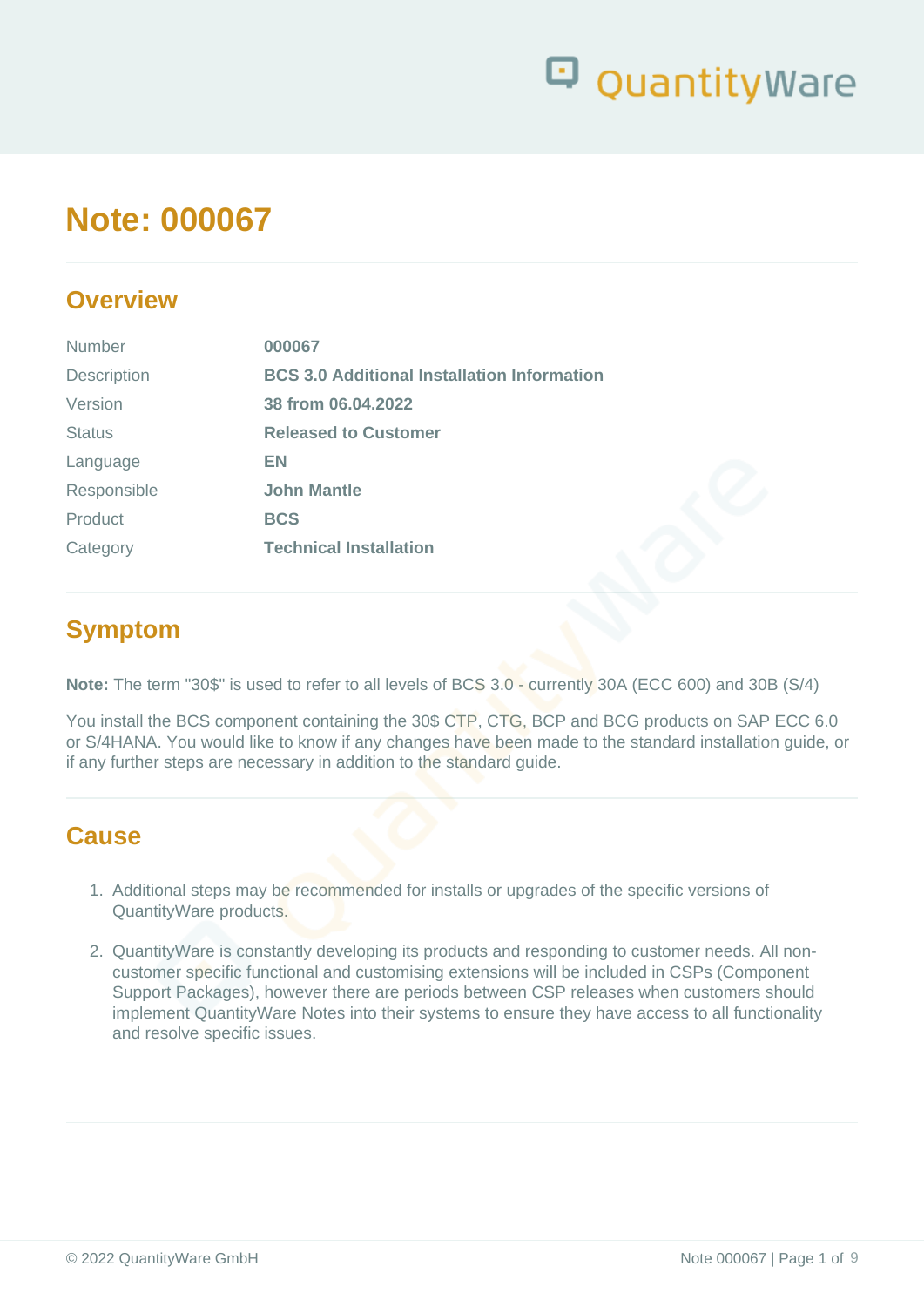# Note: 000067

## Overview

| | |
|---|---|
| Number | **000067** |
| Description | **BCS 3.0 Additional Installation Information** |
| Version | **38 from 06.04.2022** |
| Status | **Released to Customer** |
| Language | **EN** |
| Responsible | **John Mantle** |
| Product | **BCS** |
| Category | **Technical Installation** |

## Symptom

**Note:** The term "30$" is used to refer to all levels of BCS 3.0 - currently 30A (ECC 600) and 30B (S/4)

You install the BCS component containing the 30$ CTP, CTG, BCP and BCG products on SAP ECC 6.0 or S/4HANA. You would like to know if any changes have been made to the standard installation guide, or if any further steps are necessary in addition to the standard guide.

## Cause

1. Additional steps may be recommended for installs or upgrades of the specific versions of QuantityWare products.
2. QuantityWare is constantly developing its products and responding to customer needs. All non-customer specific functional and customising extensions will be included in CSPs (Component Support Packages), however there are periods between CSP releases when customers should implement QuantityWare Notes into their systems to ensure they have access to all functionality and resolve specific issues.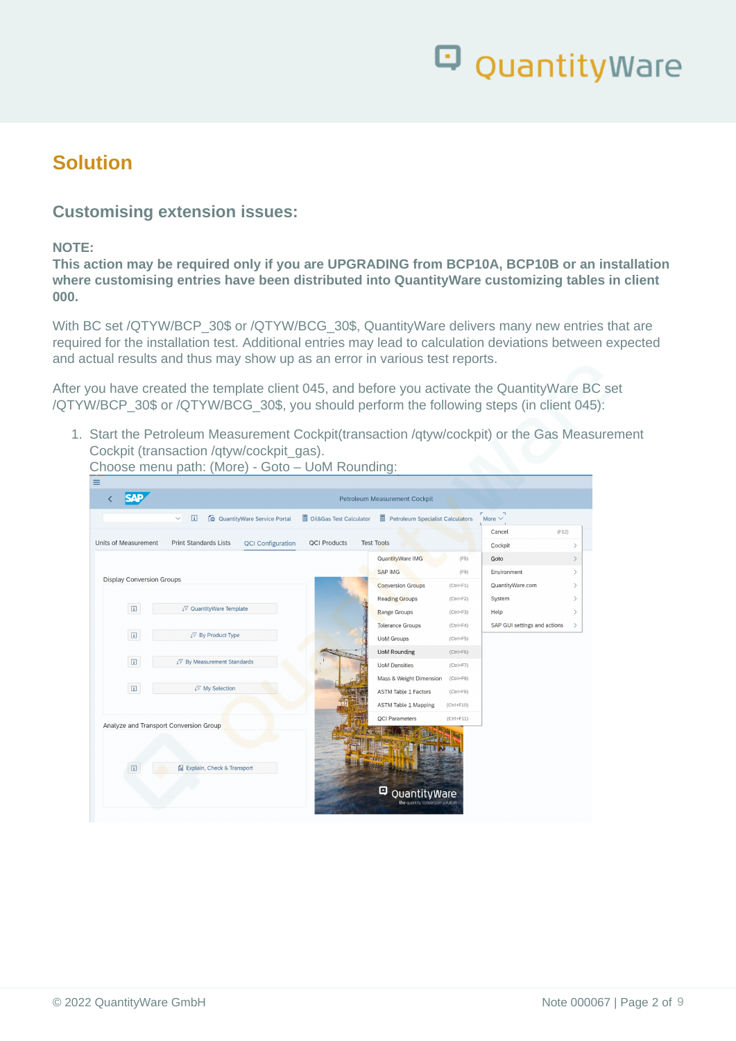## Solution

### Customising extension issues:

**NOTE:**
**This action may be required only if you are UPGRADING from BCP10A, BCP10B or an installation where customising entries have been distributed into QuantityWare customizing tables in client 000.**

With BC set /QTYW/BCP_30$ or /QTYW/BCG_30$, QuantityWare delivers many new entries that are required for the installation test. Additional entries may lead to calculation deviations between expected and actual results and thus may show up as an error in various test reports.

After you have created the template client 045, and before you activate the QuantityWare BC set /QTYW/BCP_30$ or /QTYW/BCG_30$, you should perform the following steps (in client 045):

1. Start the Petroleum Measurement Cockpit(transaction /qtyw/cockpit) or the Gas Measurement Cockpit (transaction /qtyw/cockpit_gas).
   Choose menu path: (More) - Goto – UoM Rounding: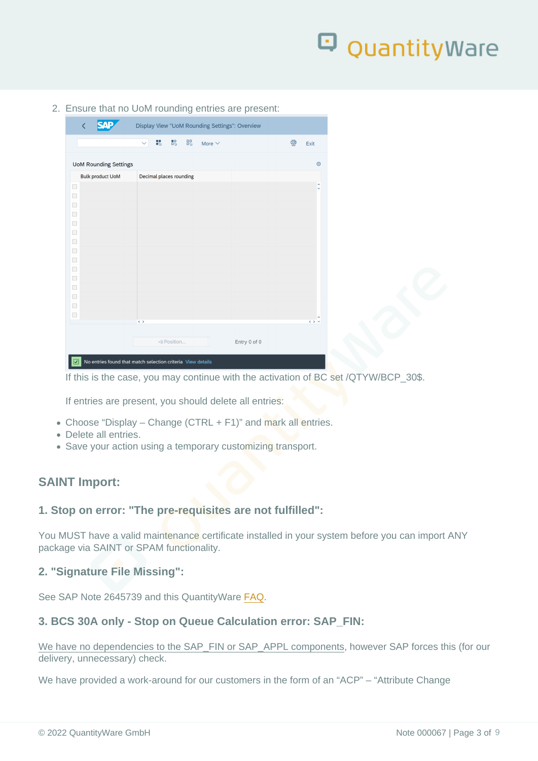2. Ensure that no UoM rounding entries are present:

If this is the case, you may continue with the activation of BC set /QTYW/BCP_30$.

If entries are present, you should delete all entries:

- Choose “Display – Change (CTRL + F1)” and mark all entries.
- Delete all entries.
- Save your action using a temporary customizing transport.

## SAINT Import:

### 1. Stop on error: "The pre-requisites are not fulfilled":

You MUST have a valid maintenance certificate installed in your system before you can import ANY package via SAINT or SPAM functionality.

### 2. "Signature File Missing":

See SAP Note 2645739 and this QuantityWare FAQ.

### 3. BCS 30A only - Stop on Queue Calculation error: SAP_FIN:

We have no dependencies to the SAP_FIN or SAP_APPL components, however SAP forces this (for our delivery, unnecessary) check.

We have provided a work-around for our customers in the form of an “ACP” – “Attribute Change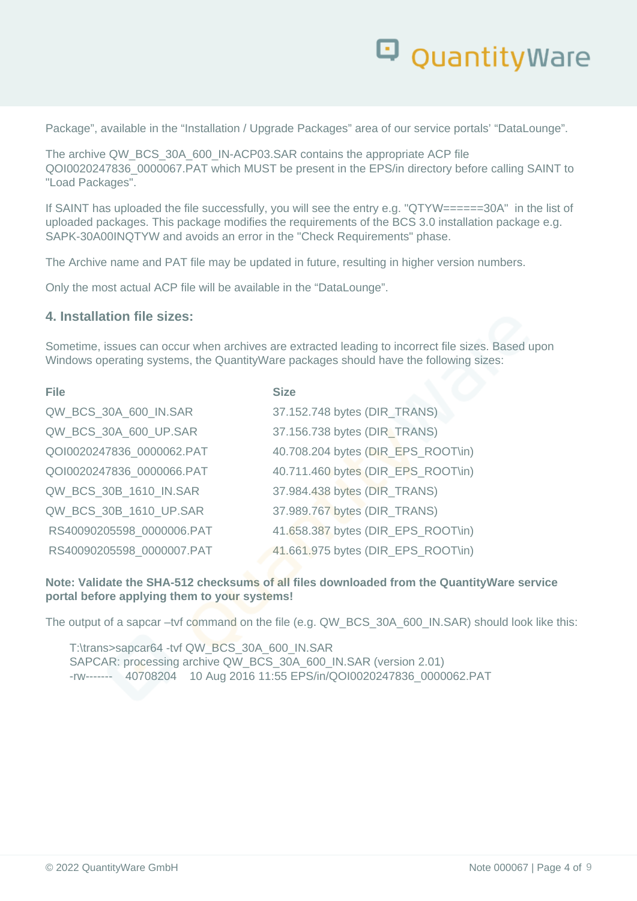Package", available in the "Installation / Upgrade Packages" area of our service portals' "DataLounge".

The archive QW_BCS_30A_600_IN-ACP03.SAR contains the appropriate ACP file QOI0020247836_0000067.PAT which MUST be present in the EPS/in directory before calling SAINT to "Load Packages".

If SAINT has uploaded the file successfully, you will see the entry e.g. "QTYW======30A" in the list of uploaded packages. This package modifies the requirements of the BCS 3.0 installation package e.g. SAPK-30A00INQTYW and avoids an error in the "Check Requirements" phase.

The Archive name and PAT file may be updated in future, resulting in higher version numbers.

Only the most actual ACP file will be available in the "DataLounge".

### 4. Installation file sizes:

Sometime, issues can occur when archives are extracted leading to incorrect file sizes. Based upon Windows operating systems, the QuantityWare packages should have the following sizes:

| File | Size |
| --- | --- |
| QW_BCS_30A_600_IN.SAR | 37.152.748 bytes (DIR_TRANS) |
| QW_BCS_30A_600_UP.SAR | 37.156.738 bytes (DIR_TRANS) |
| QOI0020247836_0000062.PAT | 40.708.204 bytes (DIR_EPS_ROOT\in) |
| QOI0020247836_0000066.PAT | 40.711.460 bytes (DIR_EPS_ROOT\in) |
| QW_BCS_30B_1610_IN.SAR | 37.984.438 bytes (DIR_TRANS) |
| QW_BCS_30B_1610_UP.SAR | 37.989.767 bytes (DIR_TRANS) |
| RS40090205598_0000006.PAT | 41.658.387 bytes (DIR_EPS_ROOT\in) |
| RS40090205598_0000007.PAT | 41.661.975 bytes (DIR_EPS_ROOT\in) |

**Note: Validate the SHA-512 checksums of all files downloaded from the QuantityWare service portal before applying them to your systems!**

The output of a sapcar –tvf command on the file (e.g. QW_BCS_30A_600_IN.SAR) should look like this:

```
T:\trans>sapcar64 -tvf QW_BCS_30A_600_IN.SAR
SAPCAR: processing archive QW_BCS_30A_600_IN.SAR (version 2.01)
-rw-------    40708204    10 Aug 2016 11:55 EPS/in/QOI0020247836_0000062.PAT
```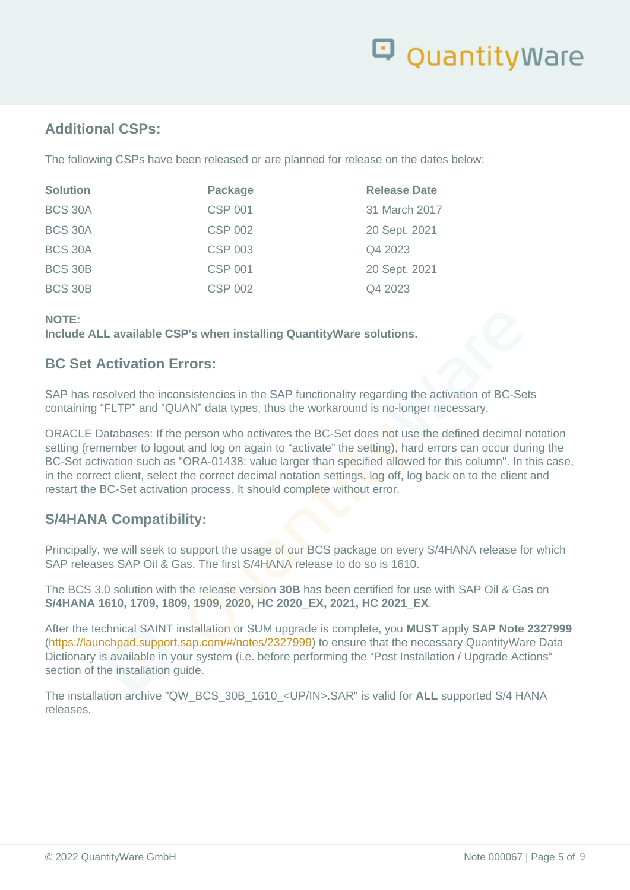## Additional CSPs:

The following CSPs have been released or are planned for release on the dates below:

| Solution | Package | Release Date |
|---|---|---|
| BCS 30A | CSP 001 | 31 March 2017 |
| BCS 30A | CSP 002 | 20 Sept. 2021 |
| BCS 30A | CSP 003 | Q4 2023 |
| BCS 30B | CSP 001 | 20 Sept. 2021 |
| BCS 30B | CSP 002 | Q4 2023 |

**NOTE:**
**Include ALL available CSP's when installing QuantityWare solutions.**

## BC Set Activation Errors:

SAP has resolved the inconsistencies in the SAP functionality regarding the activation of BC-Sets containing “FLTP” and “QUAN” data types, thus the workaround is no-longer necessary.

ORACLE Databases: If the person who activates the BC-Set does not use the defined decimal notation setting (remember to logout and log on again to “activate” the setting), hard errors can occur during the BC-Set activation such as "ORA-01438: value larger than specified allowed for this column". In this case, in the correct client, select the correct decimal notation settings, log off, log back on to the client and restart the BC-Set activation process. It should complete without error.

## S/4HANA Compatibility:

Principally, we will seek to support the usage of our BCS package on every S/4HANA release for which SAP releases SAP Oil & Gas. The first S/4HANA release to do so is 1610.

The BCS 3.0 solution with the release version **30B** has been certified for use with SAP Oil & Gas on **S/4HANA 1610, 1709, 1809, 1909, 2020, HC 2020_EX, 2021, HC 2021_EX**.

After the technical SAINT installation or SUM upgrade is complete, you **MUST** apply **SAP Note 2327999** (https://launchpad.support.sap.com/#/notes/2327999) to ensure that the necessary QuantityWare Data Dictionary is available in your system (i.e. before performing the “Post Installation / Upgrade Actions” section of the installation guide.

The installation archive "QW_BCS_30B_1610_<UP/IN>.SAR" is valid for **ALL** supported S/4 HANA releases.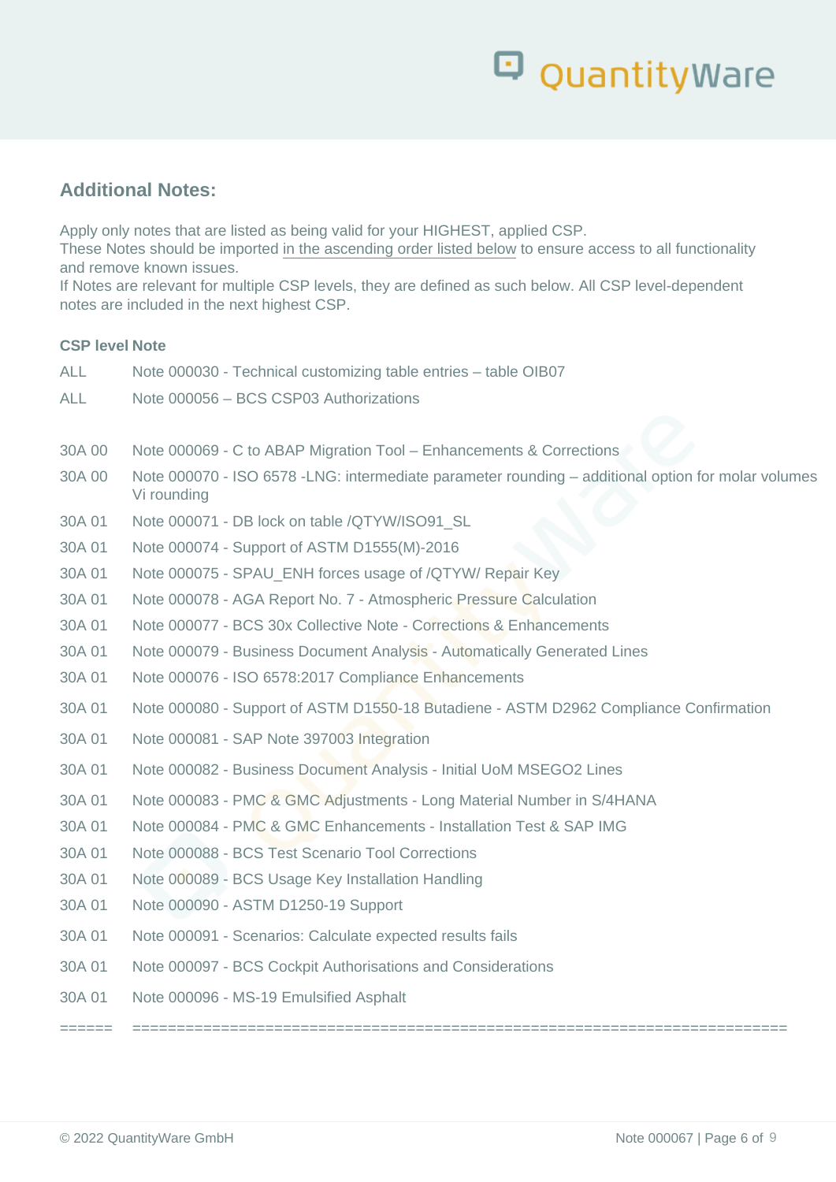## Additional Notes:

Apply only notes that are listed as being valid for your HIGHEST, applied CSP.
These Notes should be imported in the ascending order listed below to ensure access to all functionality and remove known issues.
If Notes are relevant for multiple CSP levels, they are defined as such below. All CSP level-dependent notes are included in the next highest CSP.

| CSP level | Note |
|---|---|
| ALL | Note 000030 - Technical customizing table entries – table OIB07 |
| ALL | Note 000056 – BCS CSP03 Authorizations |
| | |
| 30A 00 | Note 000069 - C to ABAP Migration Tool – Enhancements & Corrections |
| 30A 00 | Note 000070 - ISO 6578 -LNG: intermediate parameter rounding – additional option for molar volumes Vi rounding |
| 30A 01 | Note 000071 - DB lock on table /QTYW/ISO91_SL |
| 30A 01 | Note 000074 - Support of ASTM D1555(M)-2016 |
| 30A 01 | Note 000075 - SPAU_ENH forces usage of /QTYW/ Repair Key |
| 30A 01 | Note 000078 - AGA Report No. 7 - Atmospheric Pressure Calculation |
| 30A 01 | Note 000077 - BCS 30x Collective Note - Corrections & Enhancements |
| 30A 01 | Note 000079 - Business Document Analysis - Automatically Generated Lines |
| 30A 01 | Note 000076 - ISO 6578:2017 Compliance Enhancements |
| 30A 01 | Note 000080 - Support of ASTM D1550-18 Butadiene - ASTM D2962 Compliance Confirmation |
| 30A 01 | Note 000081 - SAP Note 397003 Integration |
| 30A 01 | Note 000082 - Business Document Analysis - Initial UoM MSEGO2 Lines |
| 30A 01 | Note 000083 - PMC & GMC Adjustments - Long Material Number in S/4HANA |
| 30A 01 | Note 000084 - PMC & GMC Enhancements - Installation Test & SAP IMG |
| 30A 01 | Note 000088 - BCS Test Scenario Tool Corrections |
| 30A 01 | Note 000089 - BCS Usage Key Installation Handling |
| 30A 01 | Note 000090 - ASTM D1250-19 Support |
| 30A 01 | Note 000091 - Scenarios: Calculate expected results fails |
| 30A 01 | Note 000097 - BCS Cockpit Authorisations and Considerations |
| 30A 01 | Note 000096 - MS-19 Emulsified Asphalt |
| ====== | ========================================================================== |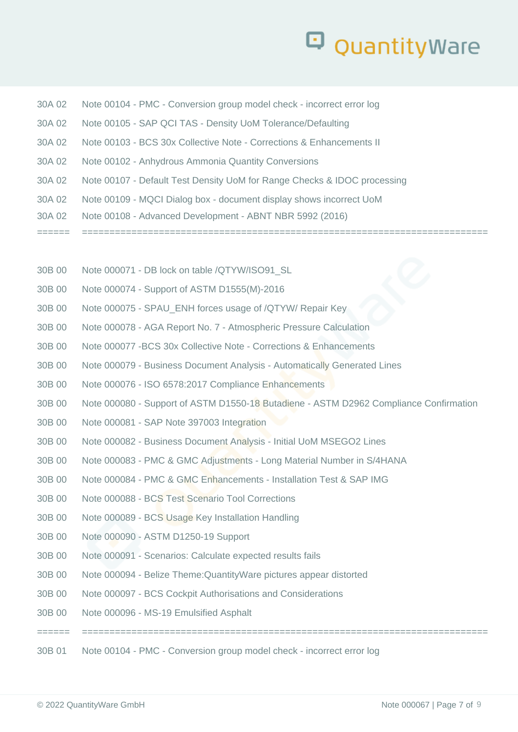| | |
|---|---|
| 30A 02 | Note 00104 - PMC - Conversion group model check - incorrect error log |
| 30A 02 | Note 00105 - SAP QCI TAS - Density UoM Tolerance/Defaulting |
| 30A 02 | Note 00103 - BCS 30x Collective Note - Corrections & Enhancements II |
| 30A 02 | Note 00102 - Anhydrous Ammonia Quantity Conversions |
| 30A 02 | Note 00107 - Default Test Density UoM for Range Checks & IDOC processing |
| 30A 02 | Note 00109 - MQCI Dialog box - document display shows incorrect UoM |
| 30A 02 | Note 00108 - Advanced Development - ABNT NBR 5992 (2016) |
| ====== | ========================================================================== |

| | |
|---|---|
| 30B 00 | Note 000071 - DB lock on table /QTYW/ISO91_SL |
| 30B 00 | Note 000074 - Support of ASTM D1555(M)-2016 |
| 30B 00 | Note 000075 - SPAU_ENH forces usage of /QTYW/ Repair Key |
| 30B 00 | Note 000078 - AGA Report No. 7 - Atmospheric Pressure Calculation |
| 30B 00 | Note 000077 -BCS 30x Collective Note - Corrections & Enhancements |
| 30B 00 | Note 000079 - Business Document Analysis - Automatically Generated Lines |
| 30B 00 | Note 000076 - ISO 6578:2017 Compliance Enhancements |
| 30B 00 | Note 000080 - Support of ASTM D1550-18 Butadiene - ASTM D2962 Compliance Confirmation |
| 30B 00 | Note 000081 - SAP Note 397003 Integration |
| 30B 00 | Note 000082 - Business Document Analysis - Initial UoM MSEGO2 Lines |
| 30B 00 | Note 000083 - PMC & GMC Adjustments - Long Material Number in S/4HANA |
| 30B 00 | Note 000084 - PMC & GMC Enhancements - Installation Test & SAP IMG |
| 30B 00 | Note 000088 - BCS Test Scenario Tool Corrections |
| 30B 00 | Note 000089 - BCS Usage Key Installation Handling |
| 30B 00 | Note 000090 - ASTM D1250-19 Support |
| 30B 00 | Note 000091 - Scenarios: Calculate expected results fails |
| 30B 00 | Note 000094 - Belize Theme:QuantityWare pictures appear distorted |
| 30B 00 | Note 000097 - BCS Cockpit Authorisations and Considerations |
| 30B 00 | Note 000096 - MS-19 Emulsified Asphalt |
| ====== | ========================================================================== |
| 30B 01 | Note 00104 - PMC - Conversion group model check - incorrect error log |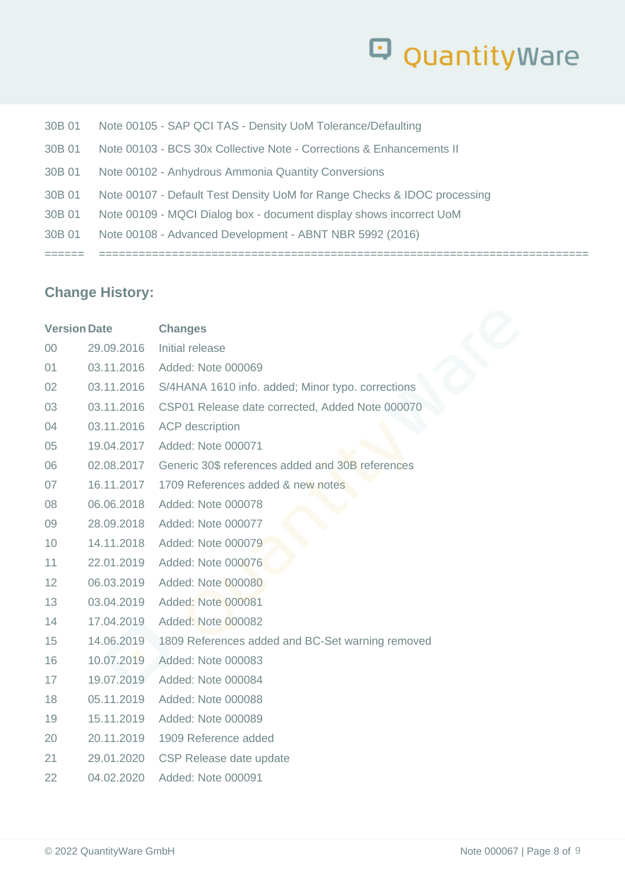| | |
|---|---|
| 30B 01 | Note 00105 - SAP QCI TAS - Density UoM Tolerance/Defaulting |
| 30B 01 | Note 00103 - BCS 30x Collective Note - Corrections & Enhancements II |
| 30B 01 | Note 00102 - Anhydrous Ammonia Quantity Conversions |
| 30B 01 | Note 00107 - Default Test Density UoM for Range Checks & IDOC processing |
| 30B 01 | Note 00109 - MQCI Dialog box - document display shows incorrect UoM |
| 30B 01 | Note 00108 - Advanced Development - ABNT NBR 5992 (2016) |
| ====== | ========================================================================== |

## Change History:

| Version | Date | Changes |
|---|---|---|
| 00 | 29.09.2016 | Initial release |
| 01 | 03.11.2016 | Added: Note 000069 |
| 02 | 03.11.2016 | S/4HANA 1610 info. added; Minor typo. corrections |
| 03 | 03.11.2016 | CSP01 Release date corrected, Added Note 000070 |
| 04 | 03.11.2016 | ACP description |
| 05 | 19.04.2017 | Added: Note 000071 |
| 06 | 02.08.2017 | Generic 30$ references added and 30B references |
| 07 | 16.11.2017 | 1709 References added & new notes |
| 08 | 06.06.2018 | Added: Note 000078 |
| 09 | 28.09.2018 | Added: Note 000077 |
| 10 | 14.11.2018 | Added: Note 000079 |
| 11 | 22.01.2019 | Added: Note 000076 |
| 12 | 06.03.2019 | Added: Note 000080 |
| 13 | 03.04.2019 | Added: Note 000081 |
| 14 | 17.04.2019 | Added: Note 000082 |
| 15 | 14.06.2019 | 1809 References added and BC-Set warning removed |
| 16 | 10.07.2019 | Added: Note 000083 |
| 17 | 19.07.2019 | Added: Note 000084 |
| 18 | 05.11.2019 | Added: Note 000088 |
| 19 | 15.11.2019 | Added: Note 000089 |
| 20 | 20.11.2019 | 1909 Reference added |
| 21 | 29.01.2020 | CSP Release date update |
| 22 | 04.02.2020 | Added: Note 000091 |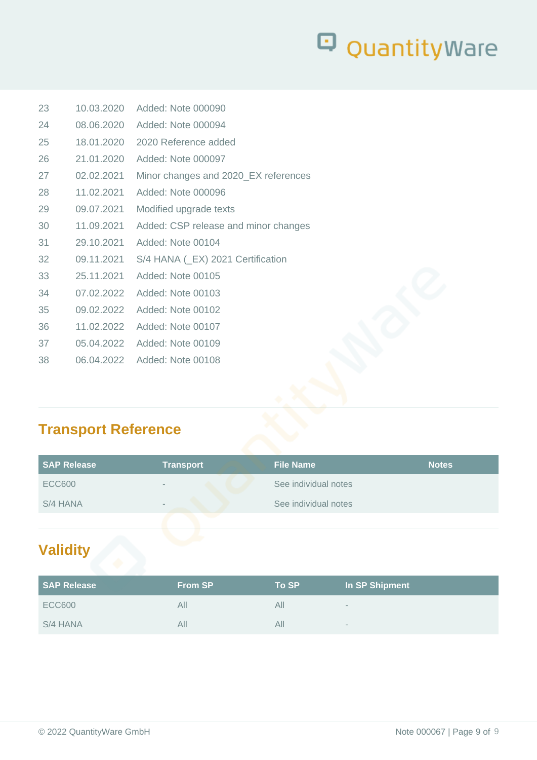| | | |
|---|---|---|
| 23 | 10.03.2020 | Added: Note 000090 |
| 24 | 08.06.2020 | Added: Note 000094 |
| 25 | 18.01.2020 | 2020 Reference added |
| 26 | 21.01.2020 | Added: Note 000097 |
| 27 | 02.02.2021 | Minor changes and 2020_EX references |
| 28 | 11.02.2021 | Added: Note 000096 |
| 29 | 09.07.2021 | Modified upgrade texts |
| 30 | 11.09.2021 | Added: CSP release and minor changes |
| 31 | 29.10.2021 | Added: Note 00104 |
| 32 | 09.11.2021 | S/4 HANA (_EX) 2021 Certification |
| 33 | 25.11.2021 | Added: Note 00105 |
| 34 | 07.02.2022 | Added: Note 00103 |
| 35 | 09.02.2022 | Added: Note 00102 |
| 36 | 11.02.2022 | Added: Note 00107 |
| 37 | 05.04.2022 | Added: Note 00109 |
| 38 | 06.04.2022 | Added: Note 00108 |

## Transport Reference

| SAP Release | Transport | File Name | Notes |
|---|---|---|---|
| ECC600 | - | See individual notes | |
| S/4 HANA | - | See individual notes | |

## Validity

| SAP Release | From SP | To SP | In SP Shipment |
|---|---|---|---|
| ECC600 | All | All | - |
| S/4 HANA | All | All | - |